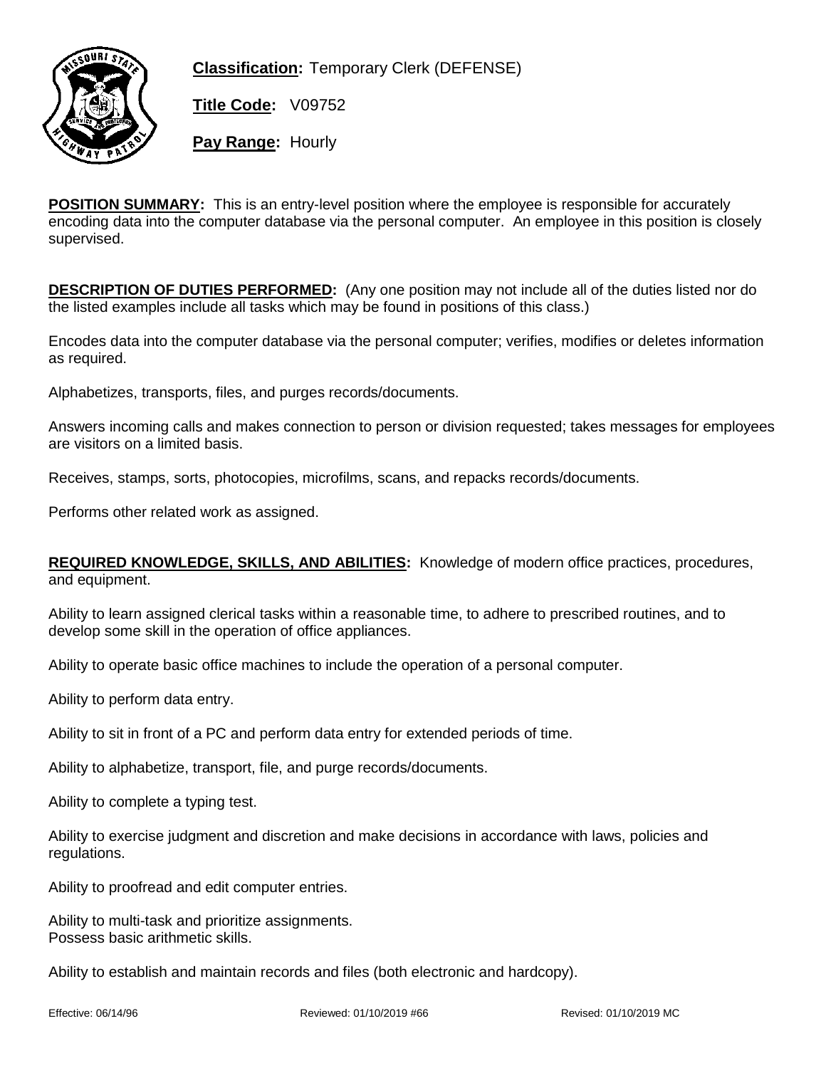**Classification:** Temporary Clerk (DEFENSE)

**Title Code:** V09752

**Pay Range:** Hourly

**POSITION SUMMARY:** This is an entry-level position where the employee is responsible for accurately encoding data into the computer database via the personal computer. An employee in this position is closely supervised.

**DESCRIPTION OF DUTIES PERFORMED:** (Any one position may not include all of the duties listed nor do the listed examples include all tasks which may be found in positions of this class.)

Encodes data into the computer database via the personal computer; verifies, modifies or deletes information as required.

Alphabetizes, transports, files, and purges records/documents.

Answers incoming calls and makes connection to person or division requested; takes messages for employees are visitors on a limited basis.

Receives, stamps, sorts, photocopies, microfilms, scans, and repacks records/documents.

Performs other related work as assigned.

**REQUIRED KNOWLEDGE, SKILLS, AND ABILITIES:** Knowledge of modern office practices, procedures, and equipment.

Ability to learn assigned clerical tasks within a reasonable time, to adhere to prescribed routines, and to develop some skill in the operation of office appliances.

Ability to operate basic office machines to include the operation of a personal computer.

Ability to perform data entry.

Ability to sit in front of a PC and perform data entry for extended periods of time.

Ability to alphabetize, transport, file, and purge records/documents.

Ability to complete a typing test.

Ability to exercise judgment and discretion and make decisions in accordance with laws, policies and regulations.

Ability to proofread and edit computer entries.

Ability to multi-task and prioritize assignments.
Possess basic arithmetic skills.

Ability to establish and maintain records and files (both electronic and hardcopy).

Effective: 06/14/96 Reviewed: 01/10/2019 #66 Revised: 01/10/2019 MC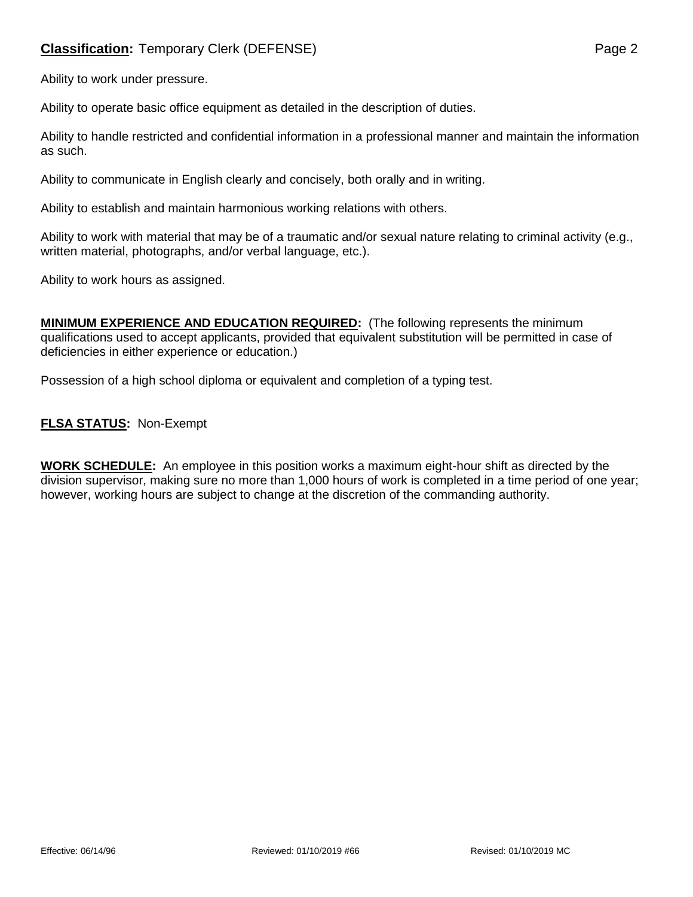Ability to work under pressure.

Ability to operate basic office equipment as detailed in the description of duties.

Ability to handle restricted and confidential information in a professional manner and maintain the information as such.

Ability to communicate in English clearly and concisely, both orally and in writing.

Ability to establish and maintain harmonious working relations with others.

Ability to work with material that may be of a traumatic and/or sexual nature relating to criminal activity (e.g., written material, photographs, and/or verbal language, etc.).

Ability to work hours as assigned.

**MINIMUM EXPERIENCE AND EDUCATION REQUIRED:** (The following represents the minimum qualifications used to accept applicants, provided that equivalent substitution will be permitted in case of deficiencies in either experience or education.)

Possession of a high school diploma or equivalent and completion of a typing test.

**FLSA STATUS:** Non-Exempt

**WORK SCHEDULE:** An employee in this position works a maximum eight-hour shift as directed by the division supervisor, making sure no more than 1,000 hours of work is completed in a time period of one year; however, working hours are subject to change at the discretion of the commanding authority.

Effective: 06/14/96 Reviewed: 01/10/2019 #66 Revised: 01/10/2019 MC